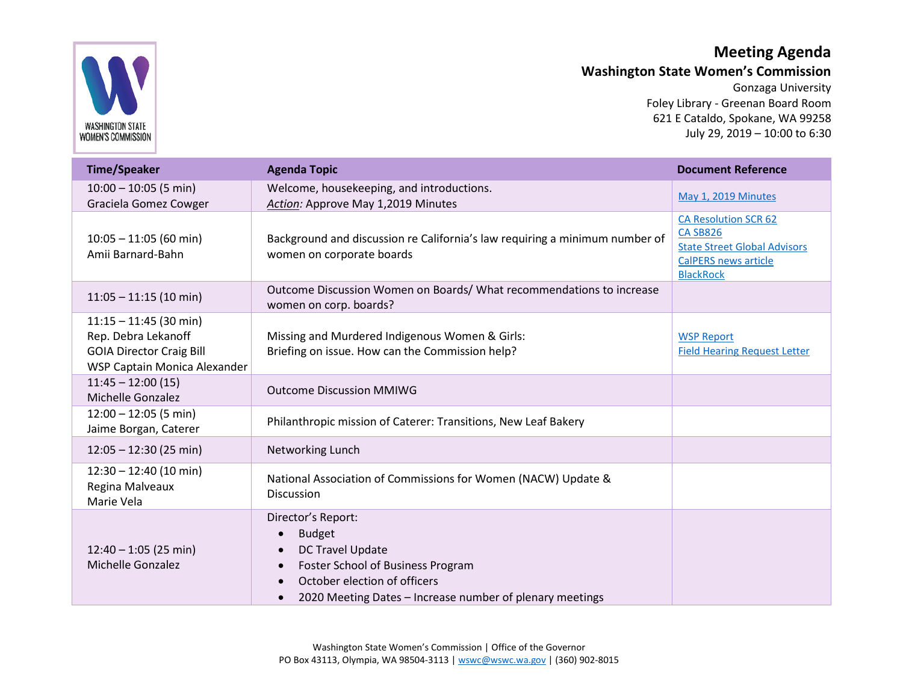# Meeting Agenda

## Washington State Women's Commission

Gonzaga University
Foley Library - Greenan Board Room
621 E Cataldo, Spokane, WA 99258
July 29, 2019 – 10:00 to 6:30

| Time/Speaker | Agenda Topic | Document Reference |
|---|---|---|
| 10:00 – 10:05 (5 min)<br>Graciela Gomez Cowger | Welcome, housekeeping, and introductions.<br>*Action:* Approve May 1,2019 Minutes | May 1, 2019 Minutes |
| 10:05 – 11:05 (60 min)<br>Amii Barnard-Bahn | Background and discussion re California's law requiring a minimum number of women on corporate boards | CA Resolution SCR 62<br>CA SB826<br>State Street Global Advisors<br>CalPERS news article<br>BlackRock |
| 11:05 – 11:15 (10 min) | Outcome Discussion Women on Boards/ What recommendations to increase women on corp. boards? | |
| 11:15 – 11:45 (30 min)<br>Rep. Debra Lekanoff<br>GOIA Director Craig Bill<br>WSP Captain Monica Alexander | Missing and Murdered Indigenous Women & Girls:<br>Briefing on issue. How can the Commission help? | WSP Report<br>Field Hearing Request Letter |
| 11:45 – 12:00 (15)<br>Michelle Gonzalez | Outcome Discussion MMIWG | |
| 12:00 – 12:05 (5 min)<br>Jaime Borgan, Caterer | Philanthropic mission of Caterer: Transitions, New Leaf Bakery | |
| 12:05 – 12:30 (25 min) | Networking Lunch | |
| 12:30 – 12:40 (10 min)<br>Regina Malveaux<br>Marie Vela | National Association of Commissions for Women (NACW) Update & Discussion | |
| 12:40 – 1:05 (25 min)<br>Michelle Gonzalez | Director's Report:<br>• Budget<br>• DC Travel Update<br>• Foster School of Business Program<br>• October election of officers<br>• 2020 Meeting Dates – Increase number of plenary meetings | |

Washington State Women's Commission | Office of the Governor
PO Box 43113, Olympia, WA 98504-3113 | wswc@wswc.wa.gov | (360) 902-8015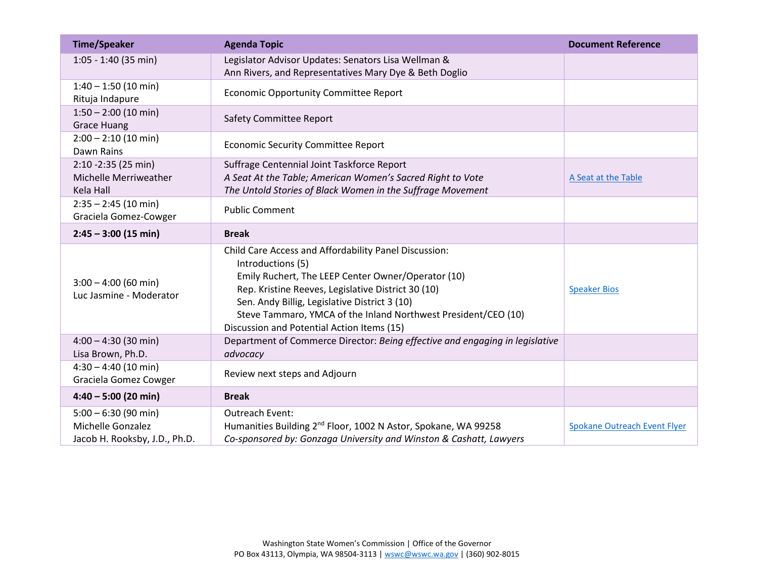| Time/Speaker | Agenda Topic | Document Reference |
|---|---|---|
| 1:05 - 1:40 (35 min) | Legislator Advisor Updates: Senators Lisa Wellman & Ann Rivers, and Representatives Mary Dye & Beth Doglio | |
| 1:40 – 1:50 (10 min)<br>Rituja Indapure | Economic Opportunity Committee Report | |
| 1:50 – 2:00 (10 min)<br>Grace Huang | Safety Committee Report | |
| 2:00 – 2:10 (10 min)<br>Dawn Rains | Economic Security Committee Report | |
| 2:10 -2:35 (25 min)<br>Michelle Merriweather<br>Kela Hall | Suffrage Centennial Joint Taskforce Report<br>*A Seat At the Table; American Women's Sacred Right to Vote*<br>*The Untold Stories of Black Women in the Suffrage Movement* | A Seat at the Table |
| 2:35 – 2:45 (10 min)<br>Graciela Gomez-Cowger | Public Comment | |
| **2:45 – 3:00 (15 min)** | **Break** | |
| 3:00 – 4:00 (60 min)<br>Luc Jasmine - Moderator | Child Care Access and Affordability Panel Discussion:<br>Introductions (5)<br>Emily Ruchert, The LEEP Center Owner/Operator (10)<br>Rep. Kristine Reeves, Legislative District 30 (10)<br>Sen. Andy Billig, Legislative District 3 (10)<br>Steve Tammaro, YMCA of the Inland Northwest President/CEO (10)<br>Discussion and Potential Action Items (15) | Speaker Bios |
| 4:00 – 4:30 (30 min)<br>Lisa Brown, Ph.D. | Department of Commerce Director: *Being effective and engaging in legislative advocacy* | |
| 4:30 – 4:40 (10 min)<br>Graciela Gomez Cowger | Review next steps and Adjourn | |
| **4:40 – 5:00 (20 min)** | **Break** | |
| 5:00 – 6:30 (90 min)<br>Michelle Gonzalez<br>Jacob H. Rooksby, J.D., Ph.D. | Outreach Event:<br>Humanities Building 2nd Floor, 1002 N Astor, Spokane, WA 99258<br>*Co-sponsored by: Gonzaga University and Winston & Cashatt, Lawyers* | Spokane Outreach Event Flyer |

Washington State Women's Commission | Office of the Governor
PO Box 43113, Olympia, WA 98504-3113 | wswc@wswc.wa.gov | (360) 902-8015